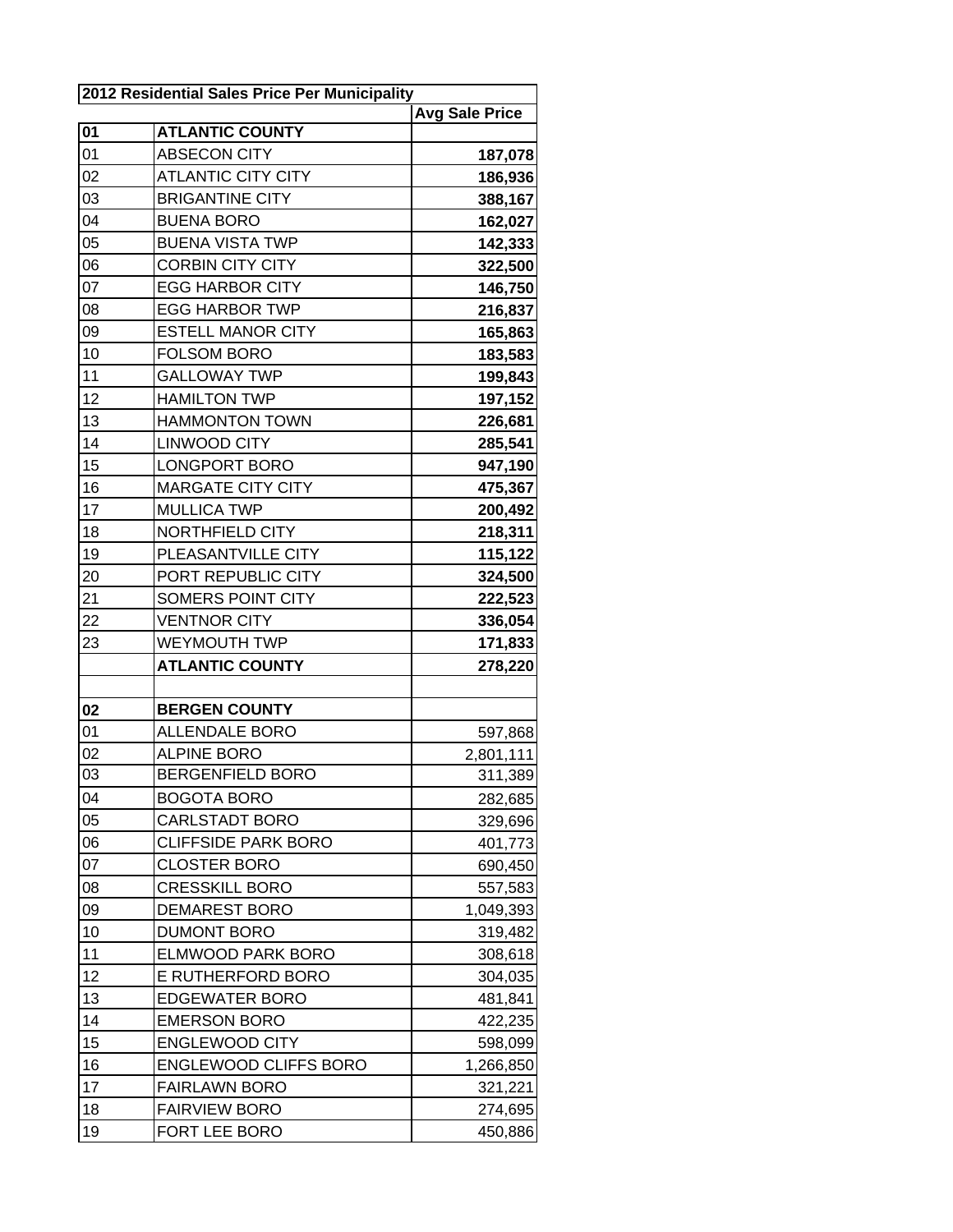| 2012 Residential Sales Price Per Municipality | | |
|---|---|---|
| | | **Avg Sale Price** |
| **01** | **ATLANTIC COUNTY** | |
| 01 | ABSECON CITY | **187,078** |
| 02 | ATLANTIC CITY CITY | **186,936** |
| 03 | BRIGANTINE CITY | **388,167** |
| 04 | BUENA BORO | **162,027** |
| 05 | BUENA VISTA TWP | **142,333** |
| 06 | CORBIN CITY CITY | **322,500** |
| 07 | EGG HARBOR CITY | **146,750** |
| 08 | EGG HARBOR TWP | **216,837** |
| 09 | ESTELL MANOR CITY | **165,863** |
| 10 | FOLSOM BORO | **183,583** |
| 11 | GALLOWAY TWP | **199,843** |
| 12 | HAMILTON TWP | **197,152** |
| 13 | HAMMONTON TOWN | **226,681** |
| 14 | LINWOOD CITY | **285,541** |
| 15 | LONGPORT BORO | **947,190** |
| 16 | MARGATE CITY CITY | **475,367** |
| 17 | MULLICA TWP | **200,492** |
| 18 | NORTHFIELD CITY | **218,311** |
| 19 | PLEASANTVILLE CITY | **115,122** |
| 20 | PORT REPUBLIC CITY | **324,500** |
| 21 | SOMERS POINT CITY | **222,523** |
| 22 | VENTNOR CITY | **336,054** |
| 23 | WEYMOUTH TWP | **171,833** |
| | **ATLANTIC COUNTY** | **278,220** |
| | | |
| **02** | **BERGEN COUNTY** | |
| 01 | ALLENDALE BORO | 597,868 |
| 02 | ALPINE BORO | 2,801,111 |
| 03 | BERGENFIELD BORO | 311,389 |
| 04 | BOGOTA BORO | 282,685 |
| 05 | CARLSTADT BORO | 329,696 |
| 06 | CLIFFSIDE PARK BORO | 401,773 |
| 07 | CLOSTER BORO | 690,450 |
| 08 | CRESSKILL BORO | 557,583 |
| 09 | DEMAREST BORO | 1,049,393 |
| 10 | DUMONT BORO | 319,482 |
| 11 | ELMWOOD PARK BORO | 308,618 |
| 12 | E RUTHERFORD BORO | 304,035 |
| 13 | EDGEWATER BORO | 481,841 |
| 14 | EMERSON BORO | 422,235 |
| 15 | ENGLEWOOD CITY | 598,099 |
| 16 | ENGLEWOOD CLIFFS BORO | 1,266,850 |
| 17 | FAIRLAWN BORO | 321,221 |
| 18 | FAIRVIEW BORO | 274,695 |
| 19 | FORT LEE BORO | 450,886 |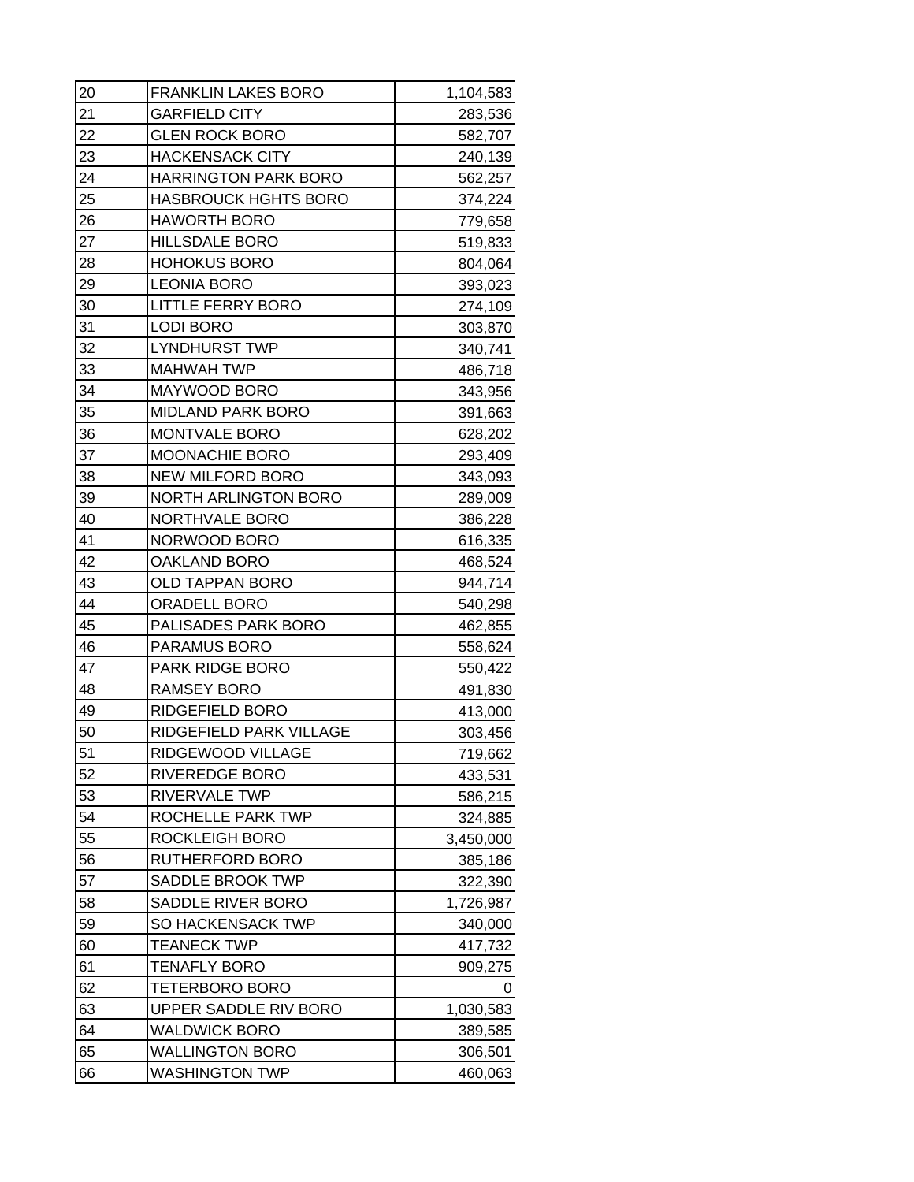| 20 | FRANKLIN LAKES BORO | 1,104,583 |
|---|---|---|
| 21 | GARFIELD CITY | 283,536 |
| 22 | GLEN ROCK BORO | 582,707 |
| 23 | HACKENSACK CITY | 240,139 |
| 24 | HARRINGTON PARK BORO | 562,257 |
| 25 | HASBROUCK HGHTS BORO | 374,224 |
| 26 | HAWORTH BORO | 779,658 |
| 27 | HILLSDALE BORO | 519,833 |
| 28 | HOHOKUS BORO | 804,064 |
| 29 | LEONIA BORO | 393,023 |
| 30 | LITTLE FERRY BORO | 274,109 |
| 31 | LODI BORO | 303,870 |
| 32 | LYNDHURST TWP | 340,741 |
| 33 | MAHWAH TWP | 486,718 |
| 34 | MAYWOOD BORO | 343,956 |
| 35 | MIDLAND PARK BORO | 391,663 |
| 36 | MONTVALE BORO | 628,202 |
| 37 | MOONACHIE BORO | 293,409 |
| 38 | NEW MILFORD BORO | 343,093 |
| 39 | NORTH ARLINGTON BORO | 289,009 |
| 40 | NORTHVALE BORO | 386,228 |
| 41 | NORWOOD BORO | 616,335 |
| 42 | OAKLAND BORO | 468,524 |
| 43 | OLD TAPPAN BORO | 944,714 |
| 44 | ORADELL BORO | 540,298 |
| 45 | PALISADES PARK BORO | 462,855 |
| 46 | PARAMUS BORO | 558,624 |
| 47 | PARK RIDGE BORO | 550,422 |
| 48 | RAMSEY BORO | 491,830 |
| 49 | RIDGEFIELD BORO | 413,000 |
| 50 | RIDGEFIELD PARK VILLAGE | 303,456 |
| 51 | RIDGEWOOD VILLAGE | 719,662 |
| 52 | RIVEREDGE BORO | 433,531 |
| 53 | RIVERVALE TWP | 586,215 |
| 54 | ROCHELLE PARK TWP | 324,885 |
| 55 | ROCKLEIGH BORO | 3,450,000 |
| 56 | RUTHERFORD BORO | 385,186 |
| 57 | SADDLE BROOK TWP | 322,390 |
| 58 | SADDLE RIVER BORO | 1,726,987 |
| 59 | SO HACKENSACK TWP | 340,000 |
| 60 | TEANECK TWP | 417,732 |
| 61 | TENAFLY BORO | 909,275 |
| 62 | TETERBORO BORO | 0 |
| 63 | UPPER SADDLE RIV BORO | 1,030,583 |
| 64 | WALDWICK BORO | 389,585 |
| 65 | WALLINGTON BORO | 306,501 |
| 66 | WASHINGTON TWP | 460,063 |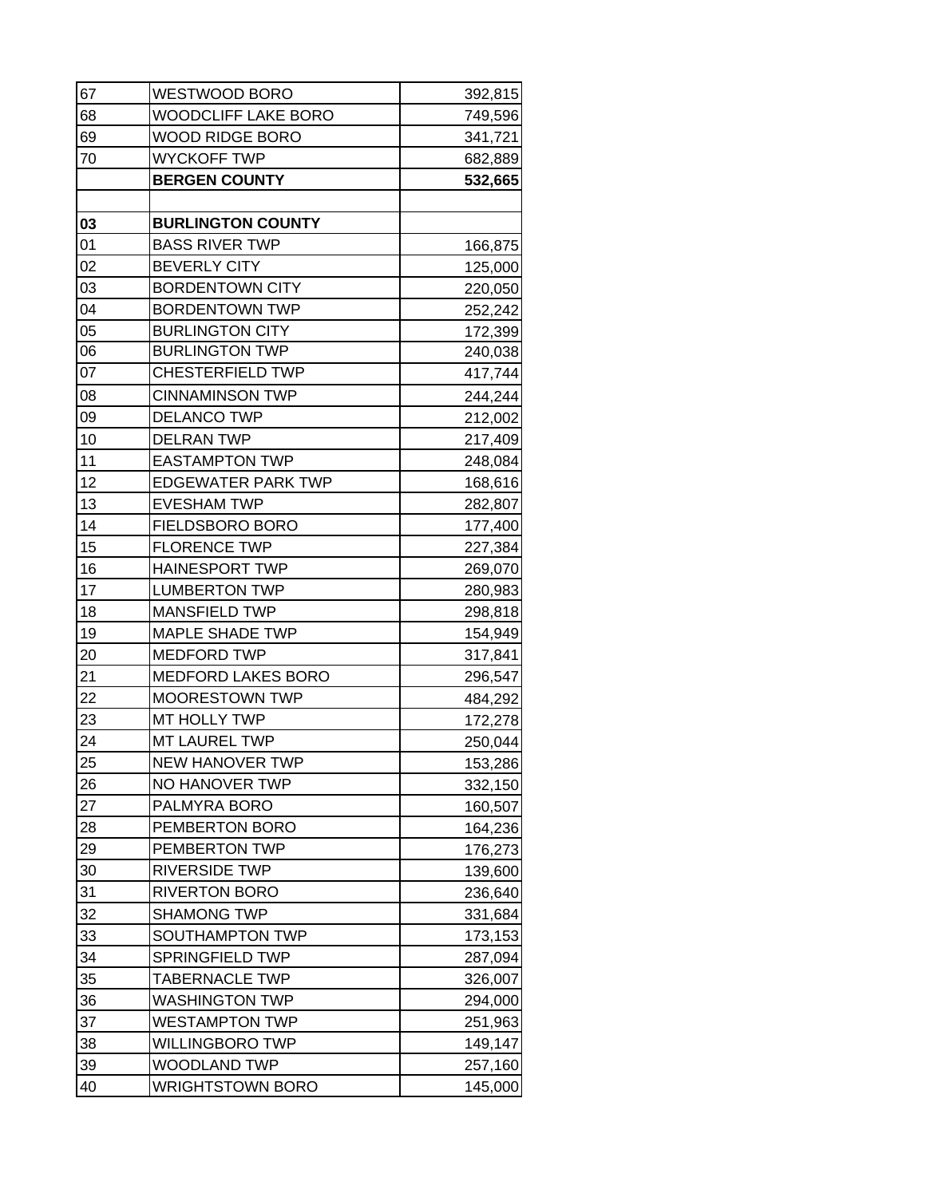| | | |
|---|---|---|
| 67 | WESTWOOD BORO | 392,815 |
| 68 | WOODCLIFF LAKE BORO | 749,596 |
| 69 | WOOD RIDGE BORO | 341,721 |
| 70 | WYCKOFF TWP | 682,889 |
| | **BERGEN COUNTY** | **532,665** |
| | | |
| **03** | **BURLINGTON COUNTY** | |
| 01 | BASS RIVER TWP | 166,875 |
| 02 | BEVERLY CITY | 125,000 |
| 03 | BORDENTOWN CITY | 220,050 |
| 04 | BORDENTOWN TWP | 252,242 |
| 05 | BURLINGTON CITY | 172,399 |
| 06 | BURLINGTON TWP | 240,038 |
| 07 | CHESTERFIELD TWP | 417,744 |
| 08 | CINNAMINSON TWP | 244,244 |
| 09 | DELANCO TWP | 212,002 |
| 10 | DELRAN TWP | 217,409 |
| 11 | EASTAMPTON TWP | 248,084 |
| 12 | EDGEWATER PARK TWP | 168,616 |
| 13 | EVESHAM TWP | 282,807 |
| 14 | FIELDSBORO BORO | 177,400 |
| 15 | FLORENCE TWP | 227,384 |
| 16 | HAINESPORT TWP | 269,070 |
| 17 | LUMBERTON TWP | 280,983 |
| 18 | MANSFIELD TWP | 298,818 |
| 19 | MAPLE SHADE TWP | 154,949 |
| 20 | MEDFORD TWP | 317,841 |
| 21 | MEDFORD LAKES BORO | 296,547 |
| 22 | MOORESTOWN TWP | 484,292 |
| 23 | MT HOLLY TWP | 172,278 |
| 24 | MT LAUREL TWP | 250,044 |
| 25 | NEW HANOVER TWP | 153,286 |
| 26 | NO HANOVER TWP | 332,150 |
| 27 | PALMYRA BORO | 160,507 |
| 28 | PEMBERTON BORO | 164,236 |
| 29 | PEMBERTON TWP | 176,273 |
| 30 | RIVERSIDE TWP | 139,600 |
| 31 | RIVERTON BORO | 236,640 |
| 32 | SHAMONG TWP | 331,684 |
| 33 | SOUTHAMPTON TWP | 173,153 |
| 34 | SPRINGFIELD TWP | 287,094 |
| 35 | TABERNACLE TWP | 326,007 |
| 36 | WASHINGTON TWP | 294,000 |
| 37 | WESTAMPTON TWP | 251,963 |
| 38 | WILLINGBORO TWP | 149,147 |
| 39 | WOODLAND TWP | 257,160 |
| 40 | WRIGHTSTOWN BORO | 145,000 |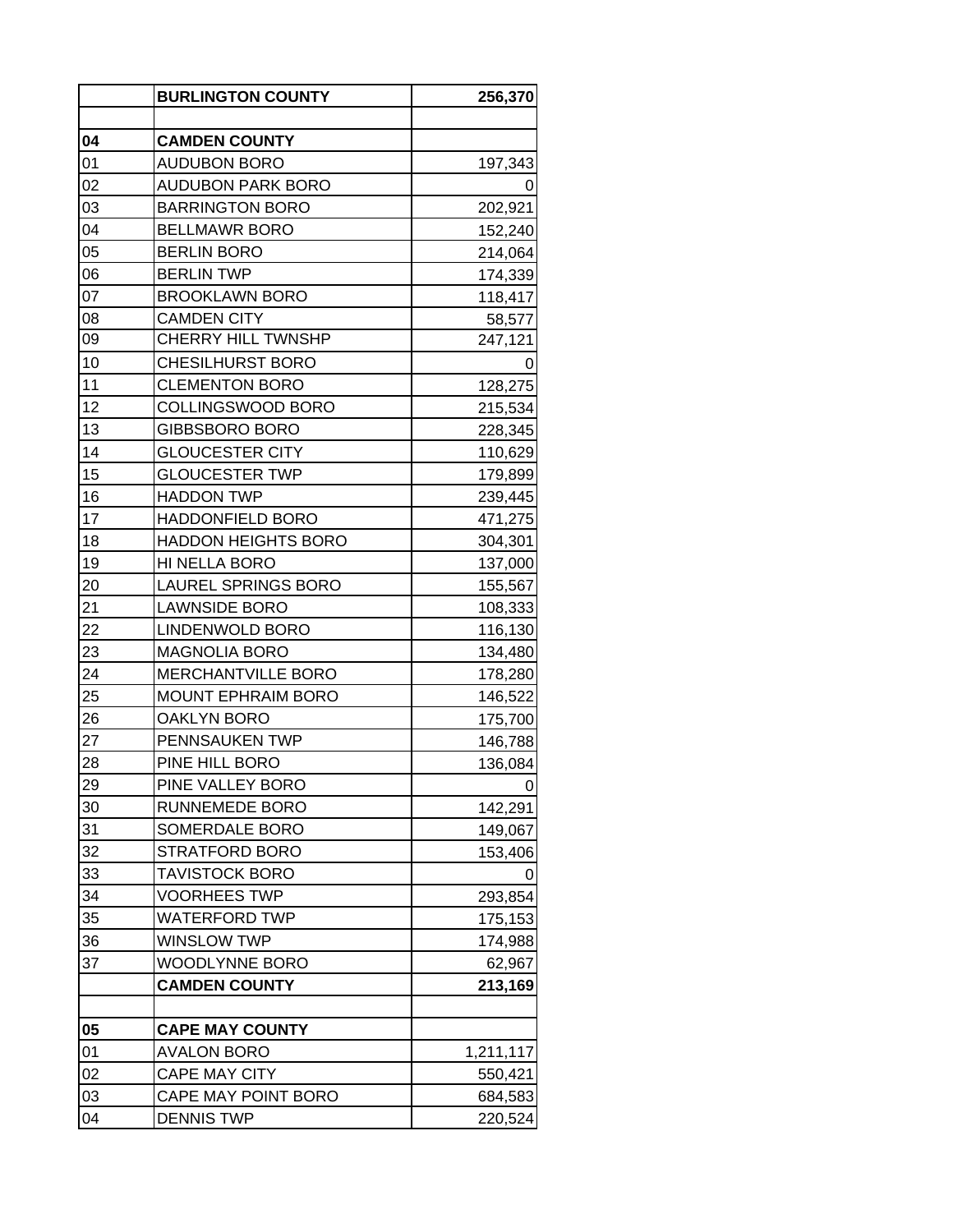| | **BURLINGTON COUNTY** | **256,370** |
|---|---|---|
| | | |
| **04** | **CAMDEN COUNTY** | |
| 01 | AUDUBON BORO | 197,343 |
| 02 | AUDUBON PARK BORO | 0 |
| 03 | BARRINGTON BORO | 202,921 |
| 04 | BELLMAWR BORO | 152,240 |
| 05 | BERLIN BORO | 214,064 |
| 06 | BERLIN TWP | 174,339 |
| 07 | BROOKLAWN BORO | 118,417 |
| 08 | CAMDEN CITY | 58,577 |
| 09 | CHERRY HILL TWNSHP | 247,121 |
| 10 | CHESILHURST BORO | 0 |
| 11 | CLEMENTON BORO | 128,275 |
| 12 | COLLINGSWOOD BORO | 215,534 |
| 13 | GIBBSBORO BORO | 228,345 |
| 14 | GLOUCESTER CITY | 110,629 |
| 15 | GLOUCESTER TWP | 179,899 |
| 16 | HADDON TWP | 239,445 |
| 17 | HADDONFIELD BORO | 471,275 |
| 18 | HADDON HEIGHTS BORO | 304,301 |
| 19 | HI NELLA BORO | 137,000 |
| 20 | LAUREL SPRINGS BORO | 155,567 |
| 21 | LAWNSIDE BORO | 108,333 |
| 22 | LINDENWOLD BORO | 116,130 |
| 23 | MAGNOLIA BORO | 134,480 |
| 24 | MERCHANTVILLE BORO | 178,280 |
| 25 | MOUNT EPHRAIM BORO | 146,522 |
| 26 | OAKLYN BORO | 175,700 |
| 27 | PENNSAUKEN TWP | 146,788 |
| 28 | PINE HILL BORO | 136,084 |
| 29 | PINE VALLEY BORO | 0 |
| 30 | RUNNEMEDE BORO | 142,291 |
| 31 | SOMERDALE BORO | 149,067 |
| 32 | STRATFORD BORO | 153,406 |
| 33 | TAVISTOCK BORO | 0 |
| 34 | VOORHEES TWP | 293,854 |
| 35 | WATERFORD TWP | 175,153 |
| 36 | WINSLOW TWP | 174,988 |
| 37 | WOODLYNNE BORO | 62,967 |
| | **CAMDEN COUNTY** | **213,169** |
| | | |
| **05** | **CAPE MAY COUNTY** | |
| 01 | AVALON BORO | 1,211,117 |
| 02 | CAPE MAY CITY | 550,421 |
| 03 | CAPE MAY POINT BORO | 684,583 |
| 04 | DENNIS TWP | 220,524 |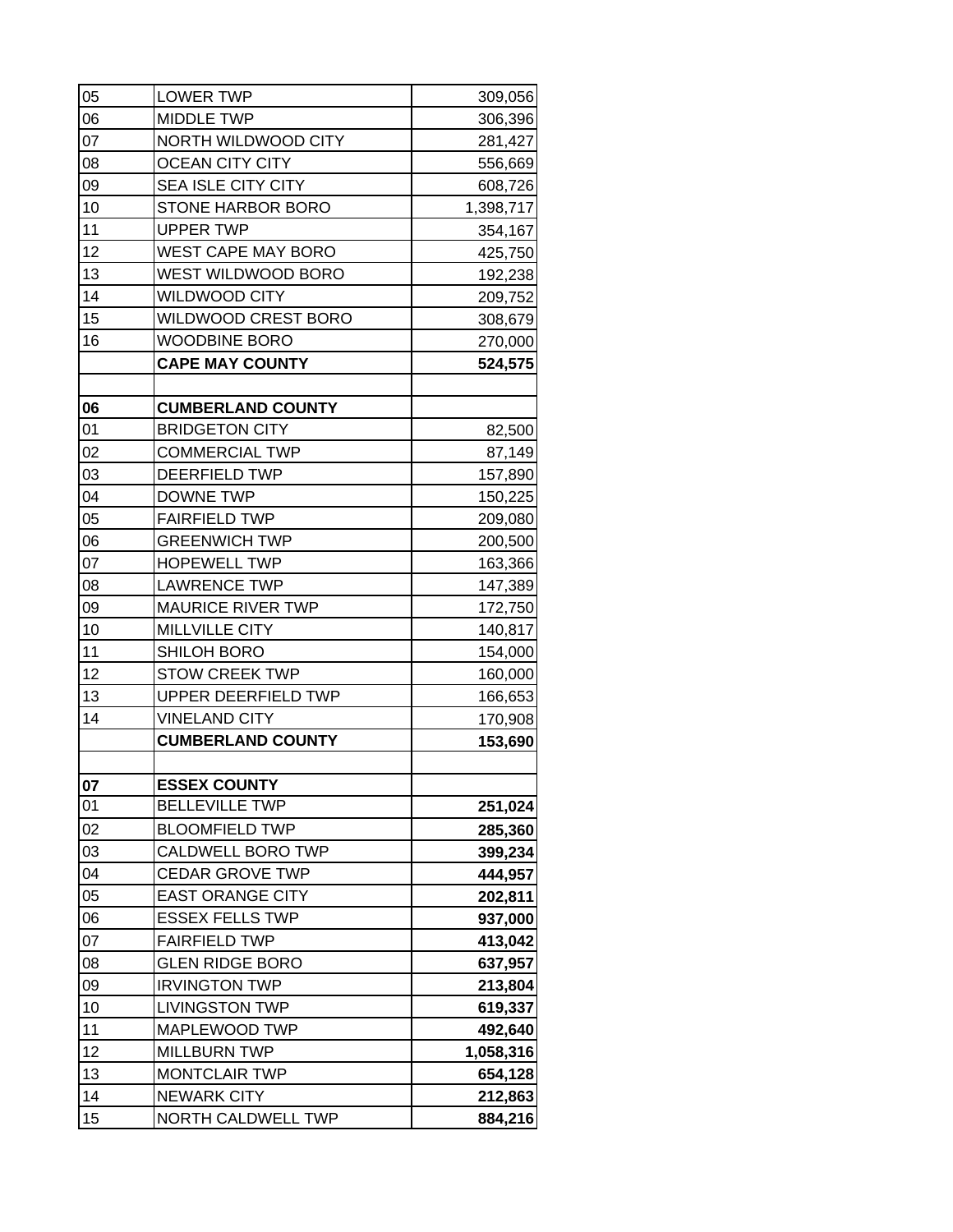| | | |
|---|---|---|
| 05 | LOWER TWP | 309,056 |
| 06 | MIDDLE TWP | 306,396 |
| 07 | NORTH WILDWOOD CITY | 281,427 |
| 08 | OCEAN CITY CITY | 556,669 |
| 09 | SEA ISLE CITY CITY | 608,726 |
| 10 | STONE HARBOR BORO | 1,398,717 |
| 11 | UPPER TWP | 354,167 |
| 12 | WEST CAPE MAY BORO | 425,750 |
| 13 | WEST WILDWOOD BORO | 192,238 |
| 14 | WILDWOOD CITY | 209,752 |
| 15 | WILDWOOD CREST BORO | 308,679 |
| 16 | WOODBINE BORO | 270,000 |
| | **CAPE MAY COUNTY** | **524,575** |
| | | |
| **06** | **CUMBERLAND COUNTY** | |
| 01 | BRIDGETON CITY | 82,500 |
| 02 | COMMERCIAL TWP | 87,149 |
| 03 | DEERFIELD TWP | 157,890 |
| 04 | DOWNE TWP | 150,225 |
| 05 | FAIRFIELD TWP | 209,080 |
| 06 | GREENWICH TWP | 200,500 |
| 07 | HOPEWELL TWP | 163,366 |
| 08 | LAWRENCE TWP | 147,389 |
| 09 | MAURICE RIVER TWP | 172,750 |
| 10 | MILLVILLE CITY | 140,817 |
| 11 | SHILOH BORO | 154,000 |
| 12 | STOW CREEK TWP | 160,000 |
| 13 | UPPER DEERFIELD TWP | 166,653 |
| 14 | VINELAND CITY | 170,908 |
| | **CUMBERLAND COUNTY** | **153,690** |
| | | |
| **07** | **ESSEX COUNTY** | |
| 01 | BELLEVILLE TWP | **251,024** |
| 02 | BLOOMFIELD TWP | **285,360** |
| 03 | CALDWELL BORO TWP | **399,234** |
| 04 | CEDAR GROVE TWP | **444,957** |
| 05 | EAST ORANGE CITY | **202,811** |
| 06 | ESSEX FELLS TWP | **937,000** |
| 07 | FAIRFIELD TWP | **413,042** |
| 08 | GLEN RIDGE BORO | **637,957** |
| 09 | IRVINGTON TWP | **213,804** |
| 10 | LIVINGSTON TWP | **619,337** |
| 11 | MAPLEWOOD TWP | **492,640** |
| 12 | MILLBURN TWP | **1,058,316** |
| 13 | MONTCLAIR TWP | **654,128** |
| 14 | NEWARK CITY | **212,863** |
| 15 | NORTH CALDWELL TWP | **884,216** |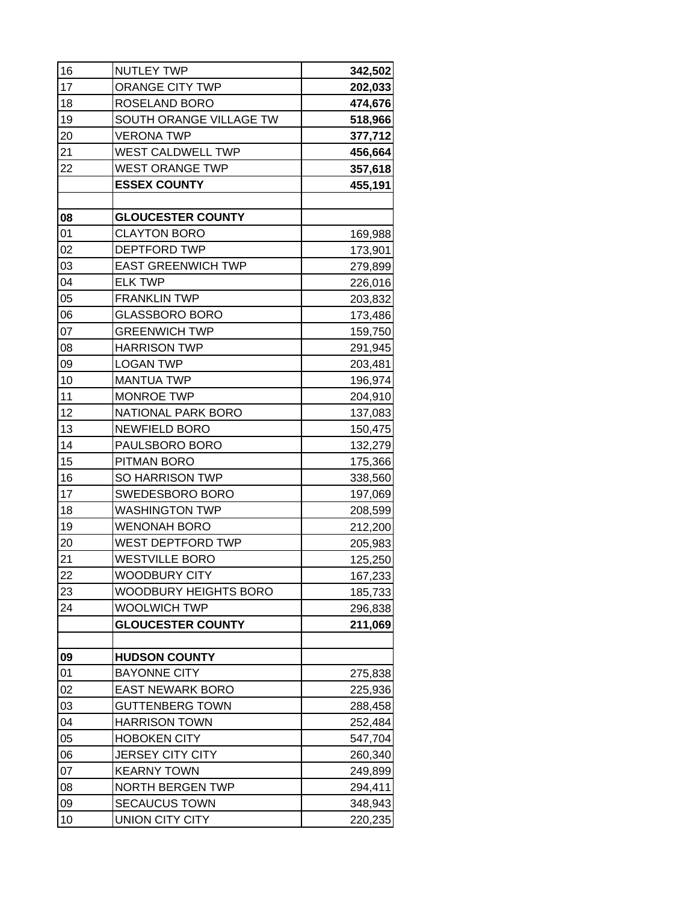| | | |
|---|---|---|
| 16 | NUTLEY TWP | **342,502** |
| 17 | ORANGE CITY TWP | **202,033** |
| 18 | ROSELAND BORO | **474,676** |
| 19 | SOUTH ORANGE VILLAGE TW | **518,966** |
| 20 | VERONA TWP | **377,712** |
| 21 | WEST CALDWELL TWP | **456,664** |
| 22 | WEST ORANGE TWP | **357,618** |
| | **ESSEX COUNTY** | **455,191** |
| | | |
| **08** | **GLOUCESTER COUNTY** | |
| 01 | CLAYTON BORO | 169,988 |
| 02 | DEPTFORD TWP | 173,901 |
| 03 | EAST GREENWICH TWP | 279,899 |
| 04 | ELK TWP | 226,016 |
| 05 | FRANKLIN TWP | 203,832 |
| 06 | GLASSBORO BORO | 173,486 |
| 07 | GREENWICH TWP | 159,750 |
| 08 | HARRISON TWP | 291,945 |
| 09 | LOGAN TWP | 203,481 |
| 10 | MANTUA TWP | 196,974 |
| 11 | MONROE TWP | 204,910 |
| 12 | NATIONAL PARK BORO | 137,083 |
| 13 | NEWFIELD BORO | 150,475 |
| 14 | PAULSBORO BORO | 132,279 |
| 15 | PITMAN BORO | 175,366 |
| 16 | SO HARRISON TWP | 338,560 |
| 17 | SWEDESBORO BORO | 197,069 |
| 18 | WASHINGTON TWP | 208,599 |
| 19 | WENONAH BORO | 212,200 |
| 20 | WEST DEPTFORD TWP | 205,983 |
| 21 | WESTVILLE BORO | 125,250 |
| 22 | WOODBURY CITY | 167,233 |
| 23 | WOODBURY HEIGHTS BORO | 185,733 |
| 24 | WOOLWICH TWP | 296,838 |
| | **GLOUCESTER COUNTY** | **211,069** |
| | | |
| **09** | **HUDSON COUNTY** | |
| 01 | BAYONNE CITY | 275,838 |
| 02 | EAST NEWARK BORO | 225,936 |
| 03 | GUTTENBERG TOWN | 288,458 |
| 04 | HARRISON TOWN | 252,484 |
| 05 | HOBOKEN CITY | 547,704 |
| 06 | JERSEY CITY CITY | 260,340 |
| 07 | KEARNY TOWN | 249,899 |
| 08 | NORTH BERGEN TWP | 294,411 |
| 09 | SECAUCUS TOWN | 348,943 |
| 10 | UNION CITY CITY | 220,235 |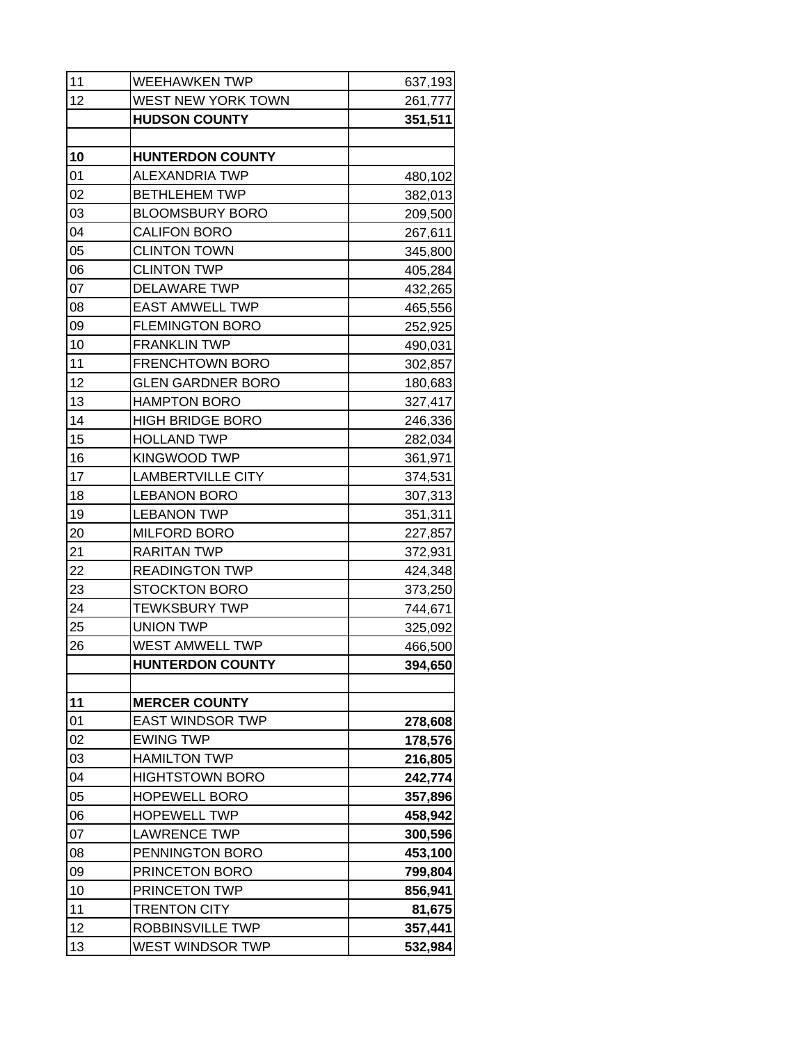| | | |
|---|---|---|
| 11 | WEEHAWKEN TWP | 637,193 |
| 12 | WEST NEW YORK TOWN | 261,777 |
| | **HUDSON COUNTY** | **351,511** |
| | | |
| **10** | **HUNTERDON COUNTY** | |
| 01 | ALEXANDRIA TWP | 480,102 |
| 02 | BETHLEHEM TWP | 382,013 |
| 03 | BLOOMSBURY BORO | 209,500 |
| 04 | CALIFON BORO | 267,611 |
| 05 | CLINTON TOWN | 345,800 |
| 06 | CLINTON TWP | 405,284 |
| 07 | DELAWARE TWP | 432,265 |
| 08 | EAST AMWELL TWP | 465,556 |
| 09 | FLEMINGTON BORO | 252,925 |
| 10 | FRANKLIN TWP | 490,031 |
| 11 | FRENCHTOWN BORO | 302,857 |
| 12 | GLEN GARDNER BORO | 180,683 |
| 13 | HAMPTON BORO | 327,417 |
| 14 | HIGH BRIDGE BORO | 246,336 |
| 15 | HOLLAND TWP | 282,034 |
| 16 | KINGWOOD TWP | 361,971 |
| 17 | LAMBERTVILLE CITY | 374,531 |
| 18 | LEBANON BORO | 307,313 |
| 19 | LEBANON TWP | 351,311 |
| 20 | MILFORD BORO | 227,857 |
| 21 | RARITAN TWP | 372,931 |
| 22 | READINGTON TWP | 424,348 |
| 23 | STOCKTON BORO | 373,250 |
| 24 | TEWKSBURY TWP | 744,671 |
| 25 | UNION TWP | 325,092 |
| 26 | WEST AMWELL TWP | 466,500 |
| | **HUNTERDON COUNTY** | **394,650** |
| | | |
| **11** | **MERCER COUNTY** | |
| 01 | EAST WINDSOR TWP | **278,608** |
| 02 | EWING TWP | **178,576** |
| 03 | HAMILTON TWP | **216,805** |
| 04 | HIGHTSTOWN BORO | **242,774** |
| 05 | HOPEWELL BORO | **357,896** |
| 06 | HOPEWELL TWP | **458,942** |
| 07 | LAWRENCE TWP | **300,596** |
| 08 | PENNINGTON BORO | **453,100** |
| 09 | PRINCETON BORO | **799,804** |
| 10 | PRINCETON TWP | **856,941** |
| 11 | TRENTON CITY | **81,675** |
| 12 | ROBBINSVILLE TWP | **357,441** |
| 13 | WEST WINDSOR TWP | **532,984** |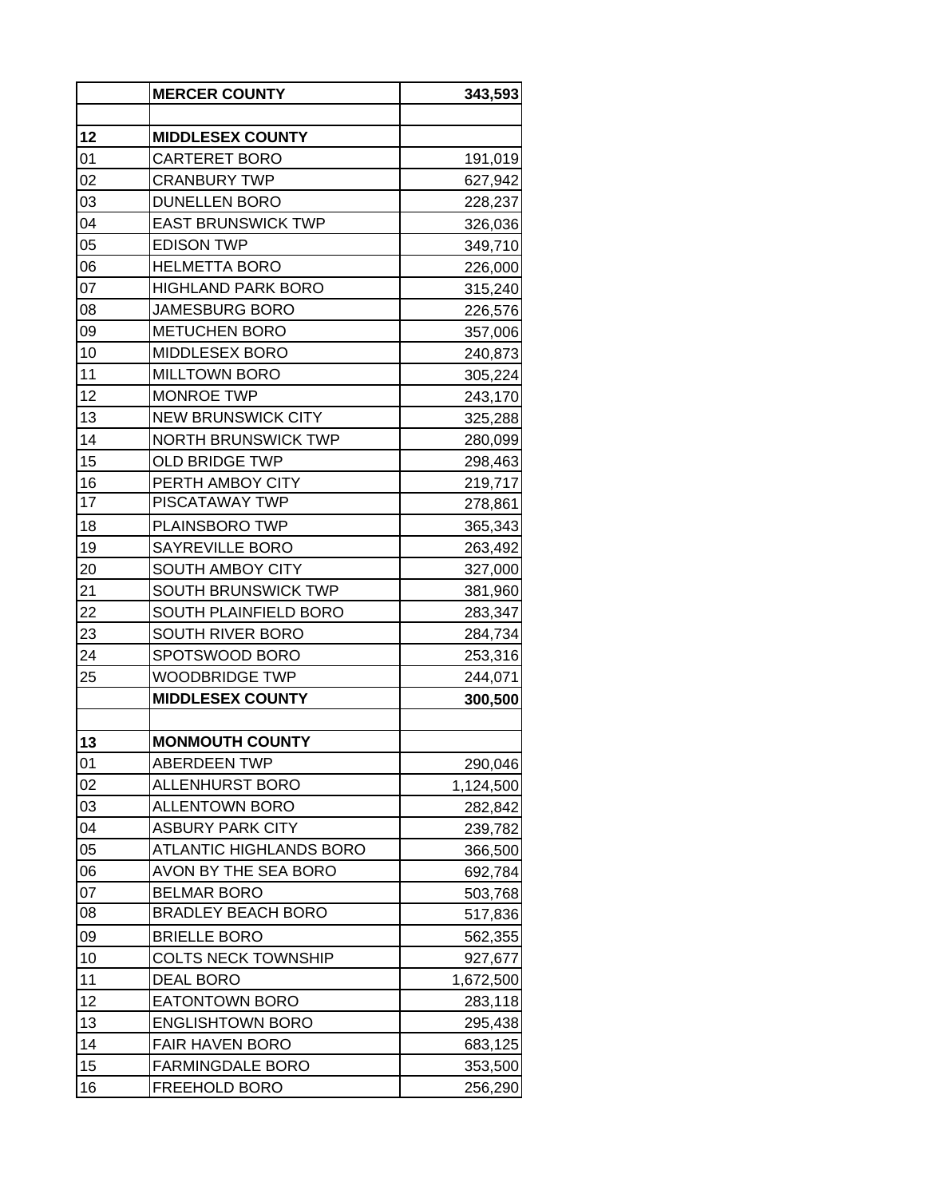| | | |
|---|---|---|
| | **MERCER COUNTY** | **343,593** |
| | | |
| **12** | **MIDDLESEX COUNTY** | |
| 01 | CARTERET BORO | 191,019 |
| 02 | CRANBURY TWP | 627,942 |
| 03 | DUNELLEN BORO | 228,237 |
| 04 | EAST BRUNSWICK TWP | 326,036 |
| 05 | EDISON TWP | 349,710 |
| 06 | HELMETTA BORO | 226,000 |
| 07 | HIGHLAND PARK BORO | 315,240 |
| 08 | JAMESBURG BORO | 226,576 |
| 09 | METUCHEN BORO | 357,006 |
| 10 | MIDDLESEX BORO | 240,873 |
| 11 | MILLTOWN BORO | 305,224 |
| 12 | MONROE TWP | 243,170 |
| 13 | NEW BRUNSWICK CITY | 325,288 |
| 14 | NORTH BRUNSWICK TWP | 280,099 |
| 15 | OLD BRIDGE TWP | 298,463 |
| 16 | PERTH AMBOY CITY | 219,717 |
| 17 | PISCATAWAY TWP | 278,861 |
| 18 | PLAINSBORO TWP | 365,343 |
| 19 | SAYREVILLE BORO | 263,492 |
| 20 | SOUTH AMBOY CITY | 327,000 |
| 21 | SOUTH BRUNSWICK TWP | 381,960 |
| 22 | SOUTH PLAINFIELD BORO | 283,347 |
| 23 | SOUTH RIVER BORO | 284,734 |
| 24 | SPOTSWOOD BORO | 253,316 |
| 25 | WOODBRIDGE TWP | 244,071 |
| | **MIDDLESEX COUNTY** | **300,500** |
| | | |
| **13** | **MONMOUTH COUNTY** | |
| 01 | ABERDEEN TWP | 290,046 |
| 02 | ALLENHURST BORO | 1,124,500 |
| 03 | ALLENTOWN BORO | 282,842 |
| 04 | ASBURY PARK CITY | 239,782 |
| 05 | ATLANTIC HIGHLANDS BORO | 366,500 |
| 06 | AVON BY THE SEA BORO | 692,784 |
| 07 | BELMAR BORO | 503,768 |
| 08 | BRADLEY BEACH BORO | 517,836 |
| 09 | BRIELLE BORO | 562,355 |
| 10 | COLTS NECK TOWNSHIP | 927,677 |
| 11 | DEAL BORO | 1,672,500 |
| 12 | EATONTOWN BORO | 283,118 |
| 13 | ENGLISHTOWN BORO | 295,438 |
| 14 | FAIR HAVEN BORO | 683,125 |
| 15 | FARMINGDALE BORO | 353,500 |
| 16 | FREEHOLD BORO | 256,290 |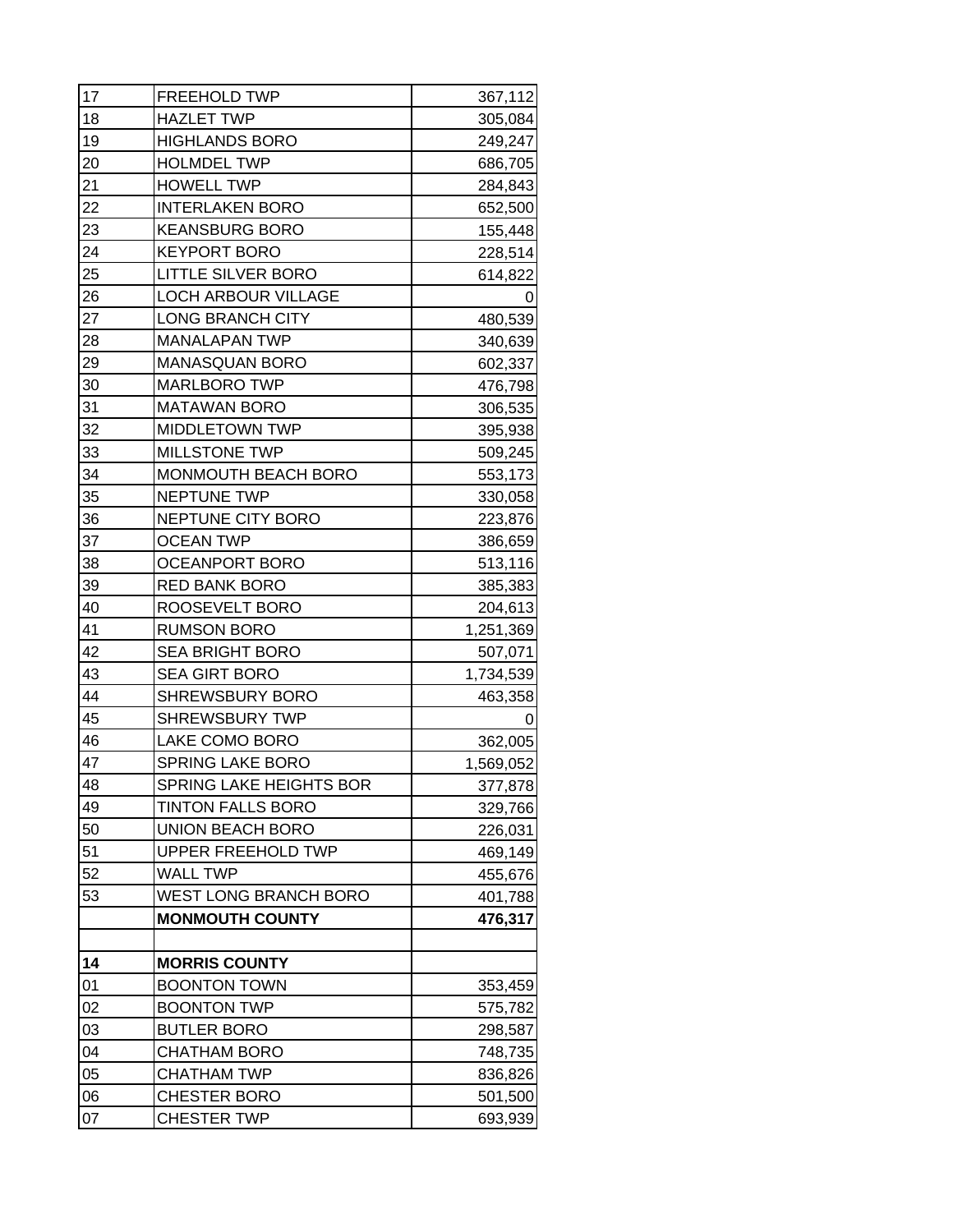| | | |
|---|---|---|
| 17 | FREEHOLD TWP | 367,112 |
| 18 | HAZLET TWP | 305,084 |
| 19 | HIGHLANDS BORO | 249,247 |
| 20 | HOLMDEL TWP | 686,705 |
| 21 | HOWELL TWP | 284,843 |
| 22 | INTERLAKEN BORO | 652,500 |
| 23 | KEANSBURG BORO | 155,448 |
| 24 | KEYPORT BORO | 228,514 |
| 25 | LITTLE SILVER BORO | 614,822 |
| 26 | LOCH ARBOUR VILLAGE | 0 |
| 27 | LONG BRANCH CITY | 480,539 |
| 28 | MANALAPAN TWP | 340,639 |
| 29 | MANASQUAN BORO | 602,337 |
| 30 | MARLBORO TWP | 476,798 |
| 31 | MATAWAN BORO | 306,535 |
| 32 | MIDDLETOWN TWP | 395,938 |
| 33 | MILLSTONE TWP | 509,245 |
| 34 | MONMOUTH BEACH BORO | 553,173 |
| 35 | NEPTUNE TWP | 330,058 |
| 36 | NEPTUNE CITY BORO | 223,876 |
| 37 | OCEAN TWP | 386,659 |
| 38 | OCEANPORT BORO | 513,116 |
| 39 | RED BANK BORO | 385,383 |
| 40 | ROOSEVELT BORO | 204,613 |
| 41 | RUMSON BORO | 1,251,369 |
| 42 | SEA BRIGHT BORO | 507,071 |
| 43 | SEA GIRT BORO | 1,734,539 |
| 44 | SHREWSBURY BORO | 463,358 |
| 45 | SHREWSBURY TWP | 0 |
| 46 | LAKE COMO BORO | 362,005 |
| 47 | SPRING LAKE BORO | 1,569,052 |
| 48 | SPRING LAKE HEIGHTS BOR | 377,878 |
| 49 | TINTON FALLS BORO | 329,766 |
| 50 | UNION BEACH BORO | 226,031 |
| 51 | UPPER FREEHOLD TWP | 469,149 |
| 52 | WALL TWP | 455,676 |
| 53 | WEST LONG BRANCH BORO | 401,788 |
| | **MONMOUTH COUNTY** | **476,317** |
| | | |
| **14** | **MORRIS COUNTY** | |
| 01 | BOONTON TOWN | 353,459 |
| 02 | BOONTON TWP | 575,782 |
| 03 | BUTLER BORO | 298,587 |
| 04 | CHATHAM BORO | 748,735 |
| 05 | CHATHAM TWP | 836,826 |
| 06 | CHESTER BORO | 501,500 |
| 07 | CHESTER TWP | 693,939 |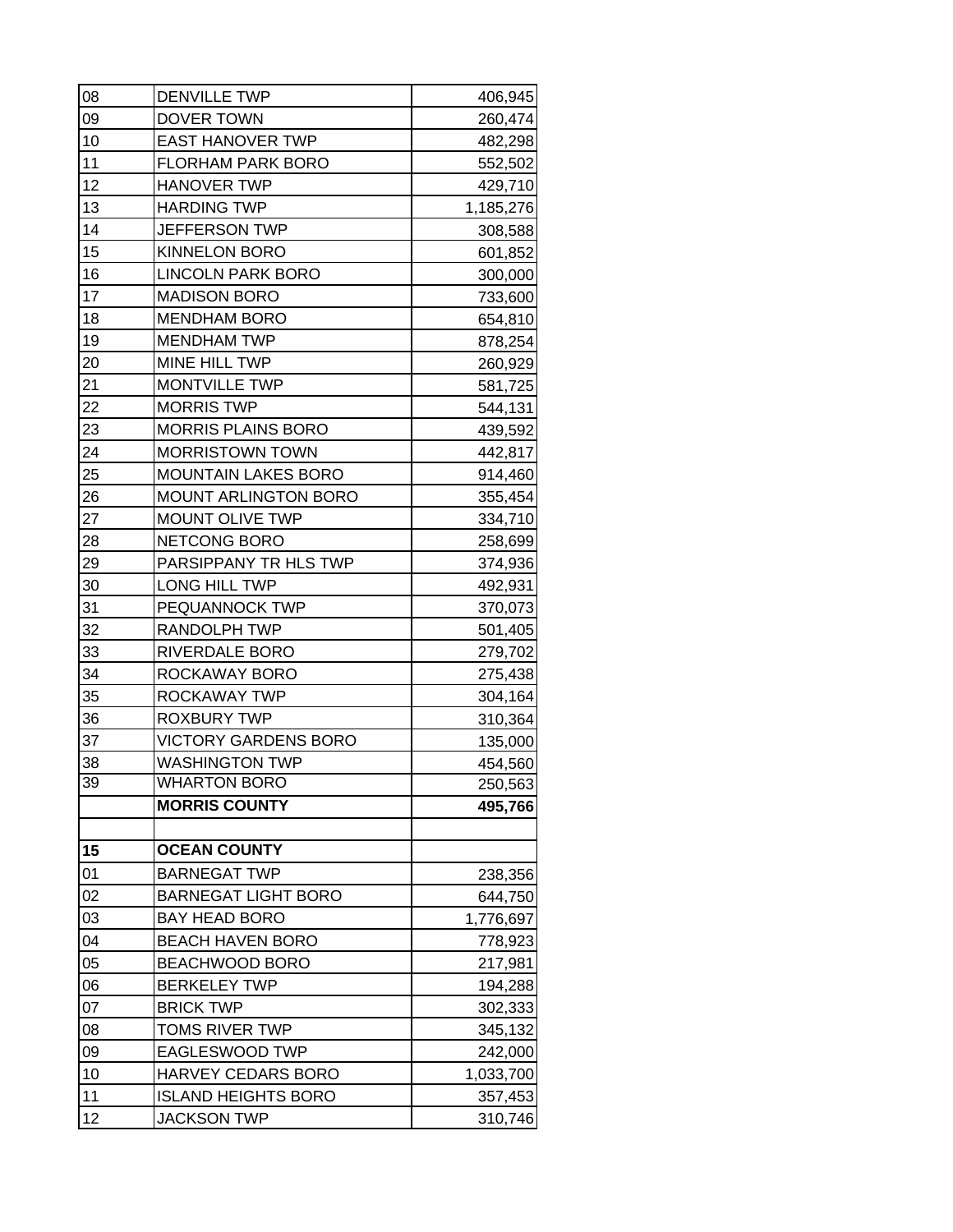| | | |
|---|---|---|
| 08 | DENVILLE TWP | 406,945 |
| 09 | DOVER TOWN | 260,474 |
| 10 | EAST HANOVER TWP | 482,298 |
| 11 | FLORHAM PARK BORO | 552,502 |
| 12 | HANOVER TWP | 429,710 |
| 13 | HARDING TWP | 1,185,276 |
| 14 | JEFFERSON TWP | 308,588 |
| 15 | KINNELON BORO | 601,852 |
| 16 | LINCOLN PARK BORO | 300,000 |
| 17 | MADISON BORO | 733,600 |
| 18 | MENDHAM BORO | 654,810 |
| 19 | MENDHAM TWP | 878,254 |
| 20 | MINE HILL TWP | 260,929 |
| 21 | MONTVILLE TWP | 581,725 |
| 22 | MORRIS TWP | 544,131 |
| 23 | MORRIS PLAINS BORO | 439,592 |
| 24 | MORRISTOWN TOWN | 442,817 |
| 25 | MOUNTAIN LAKES BORO | 914,460 |
| 26 | MOUNT ARLINGTON BORO | 355,454 |
| 27 | MOUNT OLIVE TWP | 334,710 |
| 28 | NETCONG BORO | 258,699 |
| 29 | PARSIPPANY TR HLS TWP | 374,936 |
| 30 | LONG HILL TWP | 492,931 |
| 31 | PEQUANNOCK TWP | 370,073 |
| 32 | RANDOLPH TWP | 501,405 |
| 33 | RIVERDALE BORO | 279,702 |
| 34 | ROCKAWAY BORO | 275,438 |
| 35 | ROCKAWAY TWP | 304,164 |
| 36 | ROXBURY TWP | 310,364 |
| 37 | VICTORY GARDENS BORO | 135,000 |
| 38 | WASHINGTON TWP | 454,560 |
| 39 | WHARTON BORO | 250,563 |
| | **MORRIS COUNTY** | **495,766** |
| | | |
| **15** | **OCEAN COUNTY** | |
| 01 | BARNEGAT TWP | 238,356 |
| 02 | BARNEGAT LIGHT BORO | 644,750 |
| 03 | BAY HEAD BORO | 1,776,697 |
| 04 | BEACH HAVEN BORO | 778,923 |
| 05 | BEACHWOOD BORO | 217,981 |
| 06 | BERKELEY TWP | 194,288 |
| 07 | BRICK TWP | 302,333 |
| 08 | TOMS RIVER TWP | 345,132 |
| 09 | EAGLESWOOD TWP | 242,000 |
| 10 | HARVEY CEDARS BORO | 1,033,700 |
| 11 | ISLAND HEIGHTS BORO | 357,453 |
| 12 | JACKSON TWP | 310,746 |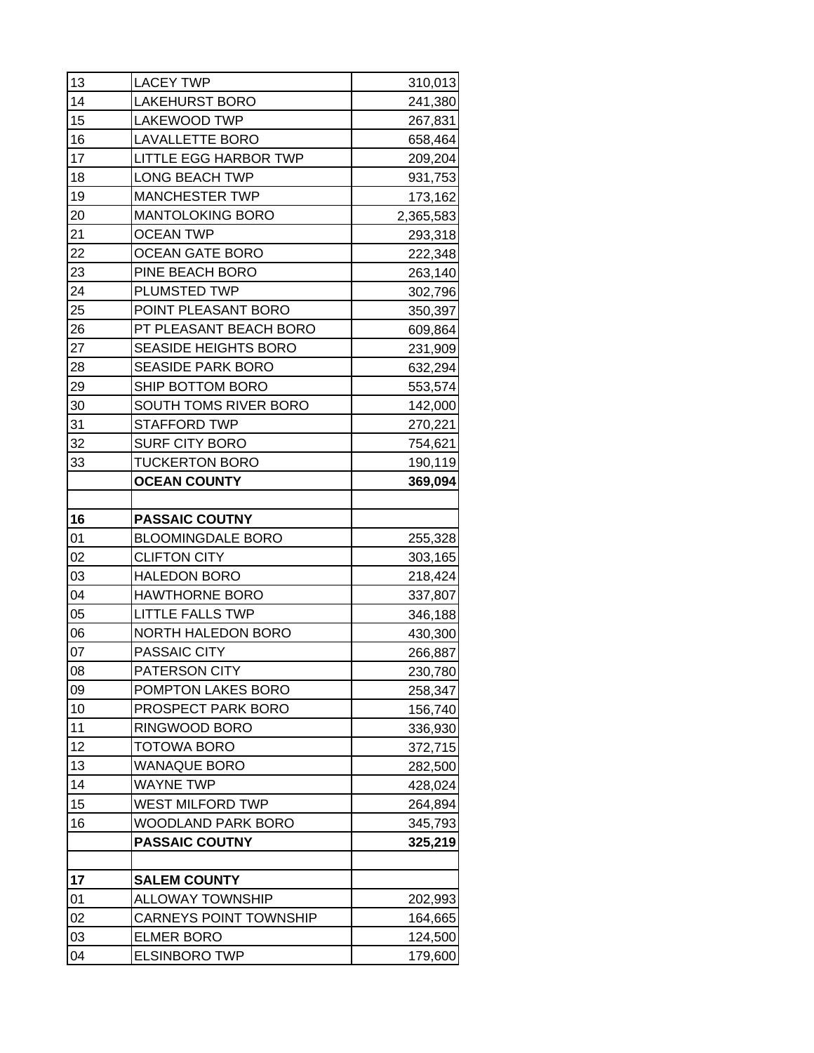| 13 | LACEY TWP | 310,013 |
|---|---|---|
| 14 | LAKEHURST BORO | 241,380 |
| 15 | LAKEWOOD TWP | 267,831 |
| 16 | LAVALLETTE BORO | 658,464 |
| 17 | LITTLE EGG HARBOR TWP | 209,204 |
| 18 | LONG BEACH TWP | 931,753 |
| 19 | MANCHESTER TWP | 173,162 |
| 20 | MANTOLOKING BORO | 2,365,583 |
| 21 | OCEAN TWP | 293,318 |
| 22 | OCEAN GATE BORO | 222,348 |
| 23 | PINE BEACH BORO | 263,140 |
| 24 | PLUMSTED TWP | 302,796 |
| 25 | POINT PLEASANT BORO | 350,397 |
| 26 | PT PLEASANT BEACH BORO | 609,864 |
| 27 | SEASIDE HEIGHTS BORO | 231,909 |
| 28 | SEASIDE PARK BORO | 632,294 |
| 29 | SHIP BOTTOM BORO | 553,574 |
| 30 | SOUTH TOMS RIVER BORO | 142,000 |
| 31 | STAFFORD TWP | 270,221 |
| 32 | SURF CITY BORO | 754,621 |
| 33 | TUCKERTON BORO | 190,119 |
| | **OCEAN COUNTY** | **369,094** |
| | | |
| **16** | **PASSAIC COUTNY** | |
| 01 | BLOOMINGDALE BORO | 255,328 |
| 02 | CLIFTON CITY | 303,165 |
| 03 | HALEDON BORO | 218,424 |
| 04 | HAWTHORNE BORO | 337,807 |
| 05 | LITTLE FALLS TWP | 346,188 |
| 06 | NORTH HALEDON BORO | 430,300 |
| 07 | PASSAIC CITY | 266,887 |
| 08 | PATERSON CITY | 230,780 |
| 09 | POMPTON LAKES BORO | 258,347 |
| 10 | PROSPECT PARK BORO | 156,740 |
| 11 | RINGWOOD BORO | 336,930 |
| 12 | TOTOWA BORO | 372,715 |
| 13 | WANAQUE BORO | 282,500 |
| 14 | WAYNE TWP | 428,024 |
| 15 | WEST MILFORD TWP | 264,894 |
| 16 | WOODLAND PARK BORO | 345,793 |
| | **PASSAIC COUTNY** | **325,219** |
| | | |
| **17** | **SALEM COUNTY** | |
| 01 | ALLOWAY TOWNSHIP | 202,993 |
| 02 | CARNEYS POINT TOWNSHIP | 164,665 |
| 03 | ELMER BORO | 124,500 |
| 04 | ELSINBORO TWP | 179,600 |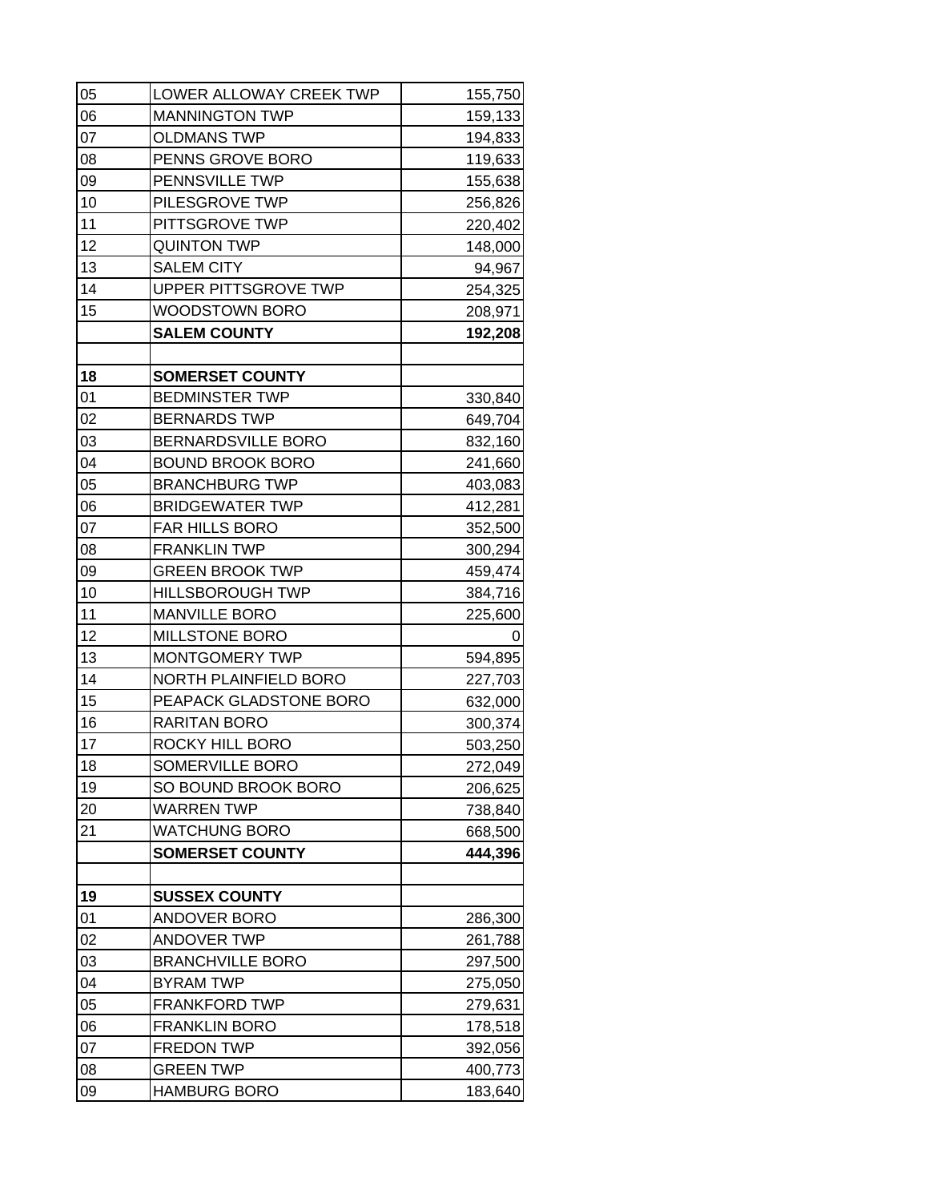| | | |
|---|---|---|
| 05 | LOWER ALLOWAY CREEK TWP | 155,750 |
| 06 | MANNINGTON TWP | 159,133 |
| 07 | OLDMANS TWP | 194,833 |
| 08 | PENNS GROVE BORO | 119,633 |
| 09 | PENNSVILLE TWP | 155,638 |
| 10 | PILESGROVE TWP | 256,826 |
| 11 | PITTSGROVE TWP | 220,402 |
| 12 | QUINTON TWP | 148,000 |
| 13 | SALEM CITY | 94,967 |
| 14 | UPPER PITTSGROVE TWP | 254,325 |
| 15 | WOODSTOWN BORO | 208,971 |
| | **SALEM COUNTY** | **192,208** |
| | | |
| **18** | **SOMERSET COUNTY** | |
| 01 | BEDMINSTER TWP | 330,840 |
| 02 | BERNARDS TWP | 649,704 |
| 03 | BERNARDSVILLE BORO | 832,160 |
| 04 | BOUND BROOK BORO | 241,660 |
| 05 | BRANCHBURG TWP | 403,083 |
| 06 | BRIDGEWATER TWP | 412,281 |
| 07 | FAR HILLS BORO | 352,500 |
| 08 | FRANKLIN TWP | 300,294 |
| 09 | GREEN BROOK TWP | 459,474 |
| 10 | HILLSBOROUGH TWP | 384,716 |
| 11 | MANVILLE BORO | 225,600 |
| 12 | MILLSTONE BORO | 0 |
| 13 | MONTGOMERY TWP | 594,895 |
| 14 | NORTH PLAINFIELD BORO | 227,703 |
| 15 | PEAPACK GLADSTONE BORO | 632,000 |
| 16 | RARITAN BORO | 300,374 |
| 17 | ROCKY HILL BORO | 503,250 |
| 18 | SOMERVILLE BORO | 272,049 |
| 19 | SO BOUND BROOK BORO | 206,625 |
| 20 | WARREN TWP | 738,840 |
| 21 | WATCHUNG BORO | 668,500 |
| | **SOMERSET COUNTY** | **444,396** |
| | | |
| **19** | **SUSSEX COUNTY** | |
| 01 | ANDOVER BORO | 286,300 |
| 02 | ANDOVER TWP | 261,788 |
| 03 | BRANCHVILLE BORO | 297,500 |
| 04 | BYRAM TWP | 275,050 |
| 05 | FRANKFORD TWP | 279,631 |
| 06 | FRANKLIN BORO | 178,518 |
| 07 | FREDON TWP | 392,056 |
| 08 | GREEN TWP | 400,773 |
| 09 | HAMBURG BORO | 183,640 |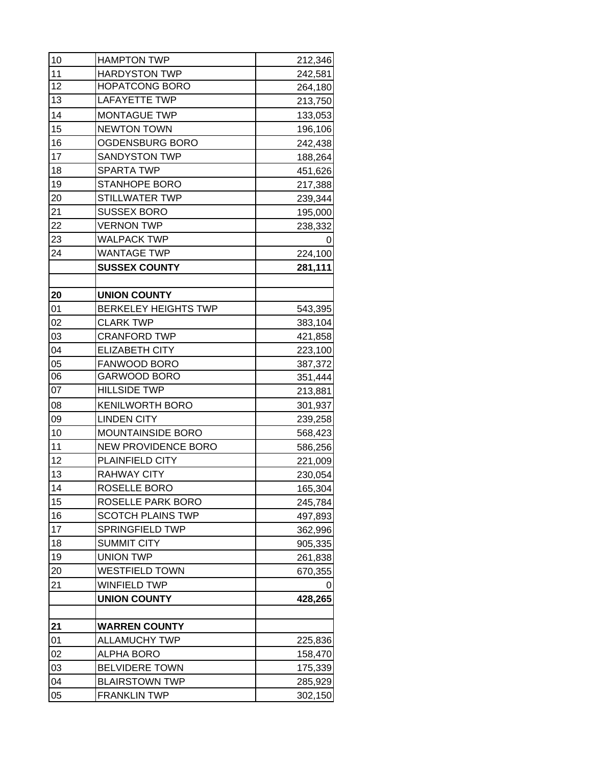| | | |
|---|---|---|
| 10 | HAMPTON TWP | 212,346 |
| 11 | HARDYSTON TWP | 242,581 |
| 12 | HOPATCONG BORO | 264,180 |
| 13 | LAFAYETTE TWP | 213,750 |
| 14 | MONTAGUE TWP | 133,053 |
| 15 | NEWTON TOWN | 196,106 |
| 16 | OGDENSBURG BORO | 242,438 |
| 17 | SANDYSTON TWP | 188,264 |
| 18 | SPARTA TWP | 451,626 |
| 19 | STANHOPE BORO | 217,388 |
| 20 | STILLWATER TWP | 239,344 |
| 21 | SUSSEX BORO | 195,000 |
| 22 | VERNON TWP | 238,332 |
| 23 | WALPACK TWP | 0 |
| 24 | WANTAGE TWP | 224,100 |
| | **SUSSEX COUNTY** | **281,111** |
| | | |
| **20** | **UNION COUNTY** | |
| 01 | BERKELEY HEIGHTS TWP | 543,395 |
| 02 | CLARK TWP | 383,104 |
| 03 | CRANFORD TWP | 421,858 |
| 04 | ELIZABETH CITY | 223,100 |
| 05 | FANWOOD BORO | 387,372 |
| 06 | GARWOOD BORO | 351,444 |
| 07 | HILLSIDE TWP | 213,881 |
| 08 | KENILWORTH BORO | 301,937 |
| 09 | LINDEN CITY | 239,258 |
| 10 | MOUNTAINSIDE BORO | 568,423 |
| 11 | NEW PROVIDENCE BORO | 586,256 |
| 12 | PLAINFIELD CITY | 221,009 |
| 13 | RAHWAY CITY | 230,054 |
| 14 | ROSELLE BORO | 165,304 |
| 15 | ROSELLE PARK BORO | 245,784 |
| 16 | SCOTCH PLAINS TWP | 497,893 |
| 17 | SPRINGFIELD TWP | 362,996 |
| 18 | SUMMIT CITY | 905,335 |
| 19 | UNION TWP | 261,838 |
| 20 | WESTFIELD TOWN | 670,355 |
| 21 | WINFIELD TWP | 0 |
| | **UNION COUNTY** | **428,265** |
| | | |
| **21** | **WARREN COUNTY** | |
| 01 | ALLAMUCHY TWP | 225,836 |
| 02 | ALPHA BORO | 158,470 |
| 03 | BELVIDERE TOWN | 175,339 |
| 04 | BLAIRSTOWN TWP | 285,929 |
| 05 | FRANKLIN TWP | 302,150 |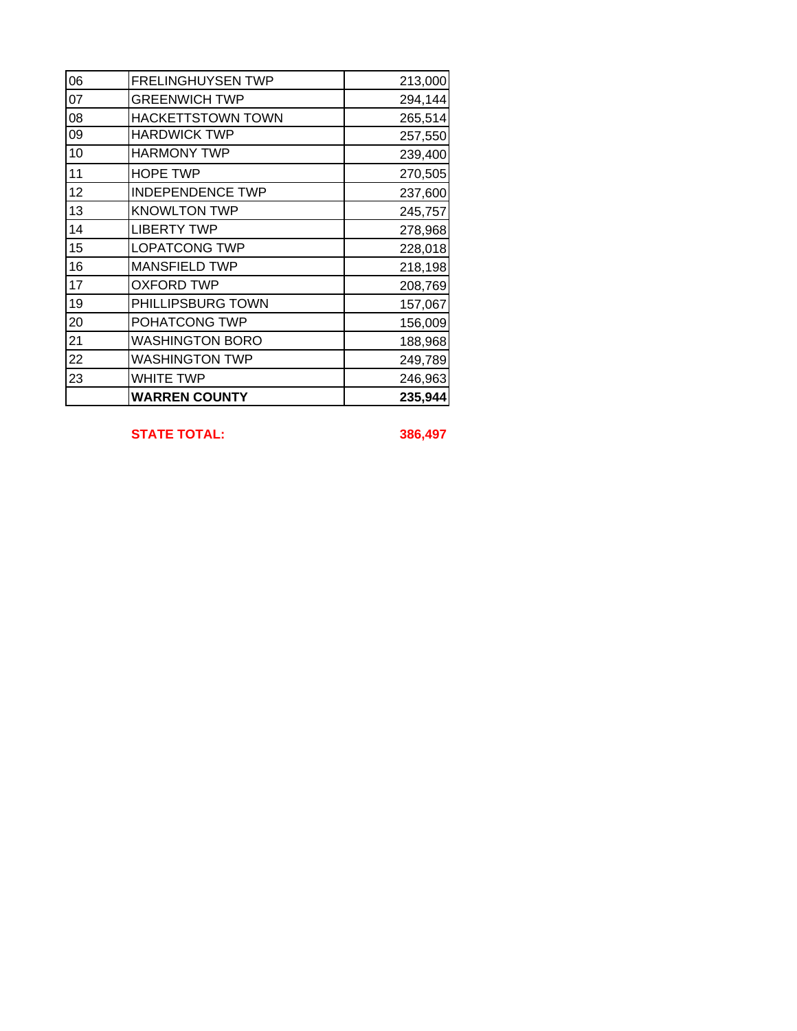| | | |
|---|---|---|
| 06 | FRELINGHUYSEN TWP | 213,000 |
| 07 | GREENWICH TWP | 294,144 |
| 08 | HACKETTSTOWN TOWN | 265,514 |
| 09 | HARDWICK TWP | 257,550 |
| 10 | HARMONY TWP | 239,400 |
| 11 | HOPE TWP | 270,505 |
| 12 | INDEPENDENCE TWP | 237,600 |
| 13 | KNOWLTON TWP | 245,757 |
| 14 | LIBERTY TWP | 278,968 |
| 15 | LOPATCONG TWP | 228,018 |
| 16 | MANSFIELD TWP | 218,198 |
| 17 | OXFORD TWP | 208,769 |
| 19 | PHILLIPSBURG TOWN | 157,067 |
| 20 | POHATCONG TWP | 156,009 |
| 21 | WASHINGTON BORO | 188,968 |
| 22 | WASHINGTON TWP | 249,789 |
| 23 | WHITE TWP | 246,963 |
| | **WARREN COUNTY** | **235,944** |

**STATE TOTAL:** **386,497**